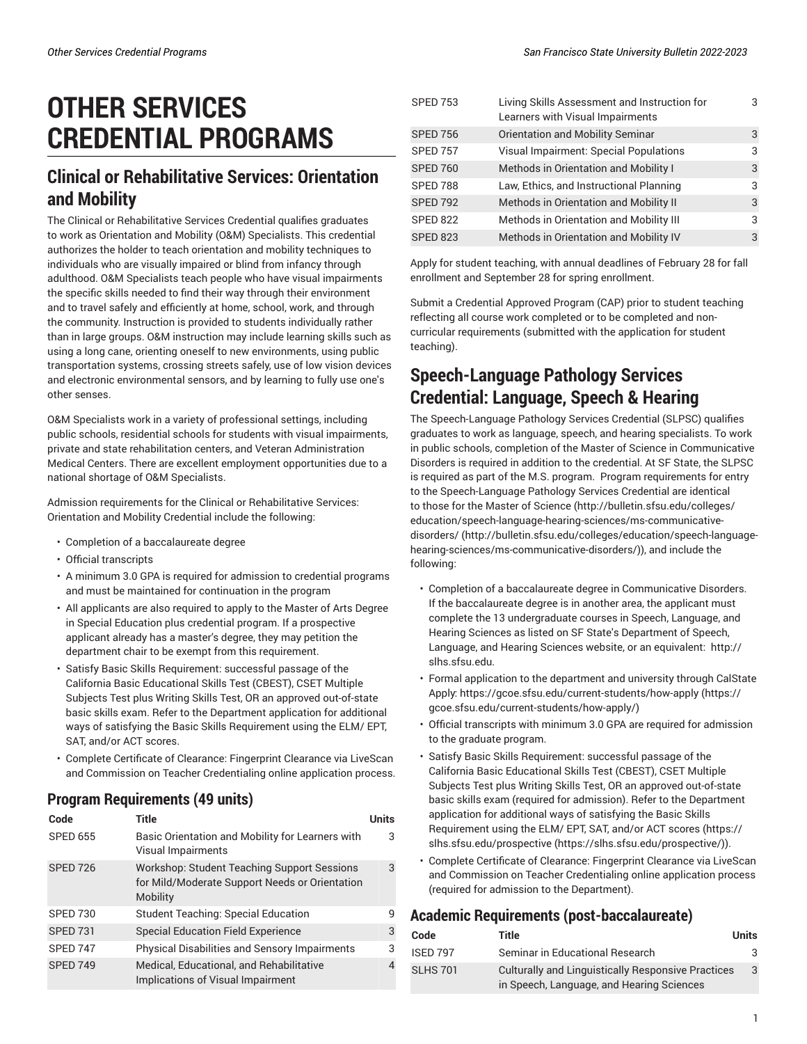# OTHER SERVICES CREDENTIAL PROGRAMS

## Clinical or Rehabilitative Services: Orientation and Mobility

The Clinical or Rehabilitative Services Credential qualifies graduates to work as Orientation and Mobility (O&M) Specialists. This credential authorizes the holder to teach orientation and mobility techniques to individuals who are visually impaired or blind from infancy through adulthood. O&M Specialists teach people who have visual impairments the specific skills needed to find their way through their environment and to travel safely and efficiently at home, school, work, and through the community. Instruction is provided to students individually rather than in large groups. O&M instruction may include learning skills such as using a long cane, orienting oneself to new environments, using public transportation systems, crossing streets safely, use of low vision devices and electronic environmental sensors, and by learning to fully use one's other senses.

O&M Specialists work in a variety of professional settings, including public schools, residential schools for students with visual impairments, private and state rehabilitation centers, and Veteran Administration Medical Centers. There are excellent employment opportunities due to a national shortage of O&M Specialists.

Admission requirements for the Clinical or Rehabilitative Services: Orientation and Mobility Credential include the following:

- Completion of a baccalaureate degree
- Official transcripts
- A minimum 3.0 GPA is required for admission to credential programs and must be maintained for continuation in the program
- All applicants are also required to apply to the Master of Arts Degree in Special Education plus credential program. If a prospective applicant already has a master's degree, they may petition the department chair to be exempt from this requirement.
- Satisfy Basic Skills Requirement: successful passage of the California Basic Educational Skills Test (CBEST), CSET Multiple Subjects Test plus Writing Skills Test, OR an approved out-of-state basic skills exam. Refer to the Department application for additional ways of satisfying the Basic Skills Requirement using the ELM/ EPT, SAT, and/or ACT scores.
- Complete Certificate of Clearance: Fingerprint Clearance via LiveScan and Commission on Teacher Credentialing online application process.

### Program Requirements (49 units)

| Code | Title | Units |
|---|---|---|
| SPED 655 | Basic Orientation and Mobility for Learners with Visual Impairments | 3 |
| SPED 726 | Workshop: Student Teaching Support Sessions for Mild/Moderate Support Needs or Orientation Mobility | 3 |
| SPED 730 | Student Teaching: Special Education | 9 |
| SPED 731 | Special Education Field Experience | 3 |
| SPED 747 | Physical Disabilities and Sensory Impairments | 3 |
| SPED 749 | Medical, Educational, and Rehabilitative Implications of Visual Impairment | 4 |
| SPED 753 | Living Skills Assessment and Instruction for Learners with Visual Impairments | 3 |
| SPED 756 | Orientation and Mobility Seminar | 3 |
| SPED 757 | Visual Impairment: Special Populations | 3 |
| SPED 760 | Methods in Orientation and Mobility I | 3 |
| SPED 788 | Law, Ethics, and Instructional Planning | 3 |
| SPED 792 | Methods in Orientation and Mobility II | 3 |
| SPED 822 | Methods in Orientation and Mobility III | 3 |
| SPED 823 | Methods in Orientation and Mobility IV | 3 |

Apply for student teaching, with annual deadlines of February 28 for fall enrollment and September 28 for spring enrollment.

Submit a Credential Approved Program (CAP) prior to student teaching reflecting all course work completed or to be completed and non-curricular requirements (submitted with the application for student teaching).

## Speech-Language Pathology Services Credential: Language, Speech & Hearing

The Speech-Language Pathology Services Credential (SLPSC) qualifies graduates to work as language, speech, and hearing specialists. To work in public schools, completion of the Master of Science in Communicative Disorders is required in addition to the credential. At SF State, the SLPSC is required as part of the M.S. program. Program requirements for entry to the Speech-Language Pathology Services Credential are identical to those for the Master of Science (http://bulletin.sfsu.edu/colleges/education/speech-language-hearing-sciences/ms-communicative-disorders/ (http://bulletin.sfsu.edu/colleges/education/speech-language-hearing-sciences/ms-communicative-disorders/)), and include the following:

- Completion of a baccalaureate degree in Communicative Disorders. If the baccalaureate degree is in another area, the applicant must complete the 13 undergraduate courses in Speech, Language, and Hearing Sciences as listed on SF State's Department of Speech, Language, and Hearing Sciences website, or an equivalent: http://slhs.sfsu.edu.
- Formal application to the department and university through CalState Apply: https://gcoe.sfsu.edu/current-students/how-apply (https://gcoe.sfsu.edu/current-students/how-apply/)
- Official transcripts with minimum 3.0 GPA are required for admission to the graduate program.
- Satisfy Basic Skills Requirement: successful passage of the California Basic Educational Skills Test (CBEST), CSET Multiple Subjects Test plus Writing Skills Test, OR an approved out-of-state basic skills exam (required for admission). Refer to the Department application for additional ways of satisfying the Basic Skills Requirement using the ELM/ EPT, SAT, and/or ACT scores (https://slhs.sfsu.edu/prospective (https://slhs.sfsu.edu/prospective/)).
- Complete Certificate of Clearance: Fingerprint Clearance via LiveScan and Commission on Teacher Credentialing online application process (required for admission to the Department).

### Academic Requirements (post-baccalaureate)

| Code | Title | Units |
|---|---|---|
| ISED 797 | Seminar in Educational Research | 3 |
| SLHS 701 | Culturally and Linguistically Responsive Practices in Speech, Language, and Hearing Sciences | 3 |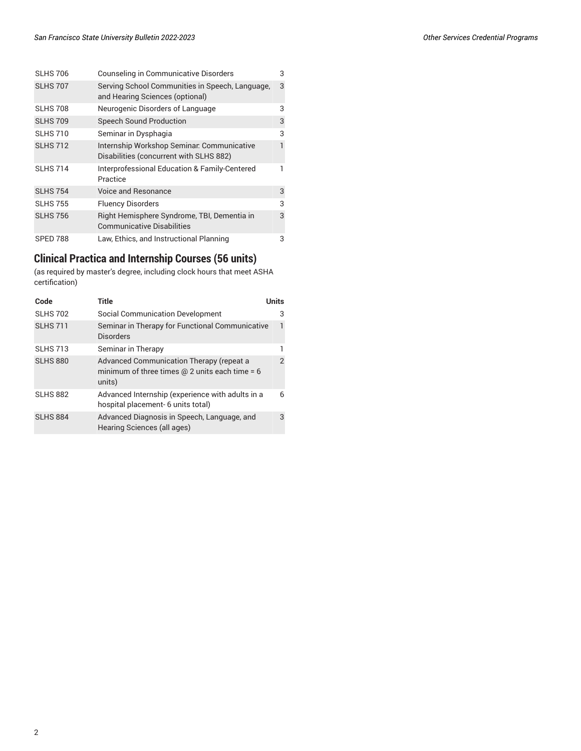| | | |
|---|---|---|
| SLHS 706 | Counseling in Communicative Disorders | 3 |
| SLHS 707 | Serving School Communities in Speech, Language, and Hearing Sciences (optional) | 3 |
| SLHS 708 | Neurogenic Disorders of Language | 3 |
| SLHS 709 | Speech Sound Production | 3 |
| SLHS 710 | Seminar in Dysphagia | 3 |
| SLHS 712 | Internship Workshop Seminar: Communicative Disabilities (concurrent with SLHS 882) | 1 |
| SLHS 714 | Interprofessional Education & Family-Centered Practice | 1 |
| SLHS 754 | Voice and Resonance | 3 |
| SLHS 755 | Fluency Disorders | 3 |
| SLHS 756 | Right Hemisphere Syndrome, TBI, Dementia in Communicative Disabilities | 3 |
| SPED 788 | Law, Ethics, and Instructional Planning | 3 |

## Clinical Practica and Internship Courses (56 units)

(as required by master's degree, including clock hours that meet ASHA certification)

| Code | Title | Units |
|---|---|---|
| SLHS 702 | Social Communication Development | 3 |
| SLHS 711 | Seminar in Therapy for Functional Communicative Disorders | 1 |
| SLHS 713 | Seminar in Therapy | 1 |
| SLHS 880 | Advanced Communication Therapy (repeat a minimum of three times @ 2 units each time = 6 units) | 2 |
| SLHS 882 | Advanced Internship (experience with adults in a hospital placement- 6 units total) | 6 |
| SLHS 884 | Advanced Diagnosis in Speech, Language, and Hearing Sciences (all ages) | 3 |